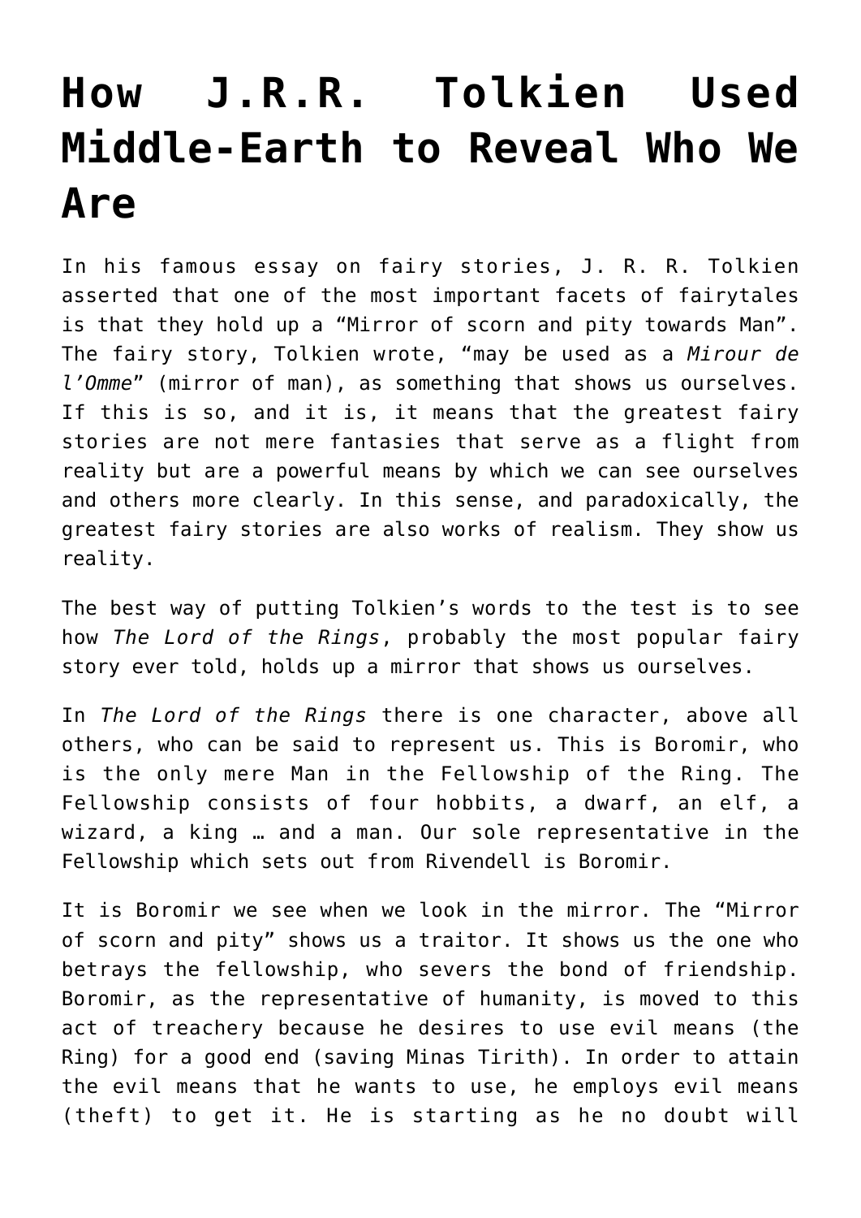# How J.R.R. Tolkien Used Middle-Earth to Reveal Who We Are

In his famous essay on fairy stories, J. R. R. Tolkien asserted that one of the most important facets of fairytales is that they hold up a "Mirror of scorn and pity towards Man". The fairy story, Tolkien wrote, "may be used as a *Mirour de l'Omme*" (mirror of man), as something that shows us ourselves. If this is so, and it is, it means that the greatest fairy stories are not mere fantasies that serve as a flight from reality but are a powerful means by which we can see ourselves and others more clearly. In this sense, and paradoxically, the greatest fairy stories are also works of realism. They show us reality.

The best way of putting Tolkien's words to the test is to see how *The Lord of the Rings*, probably the most popular fairy story ever told, holds up a mirror that shows us ourselves.

In *The Lord of the Rings* there is one character, above all others, who can be said to represent us. This is Boromir, who is the only mere Man in the Fellowship of the Ring. The Fellowship consists of four hobbits, a dwarf, an elf, a wizard, a king … and a man. Our sole representative in the Fellowship which sets out from Rivendell is Boromir.

It is Boromir we see when we look in the mirror. The "Mirror of scorn and pity" shows us a traitor. It shows us the one who betrays the fellowship, who severs the bond of friendship. Boromir, as the representative of humanity, is moved to this act of treachery because he desires to use evil means (the Ring) for a good end (saving Minas Tirith). In order to attain the evil means that he wants to use, he employs evil means (theft) to get it. He is starting as he no doubt will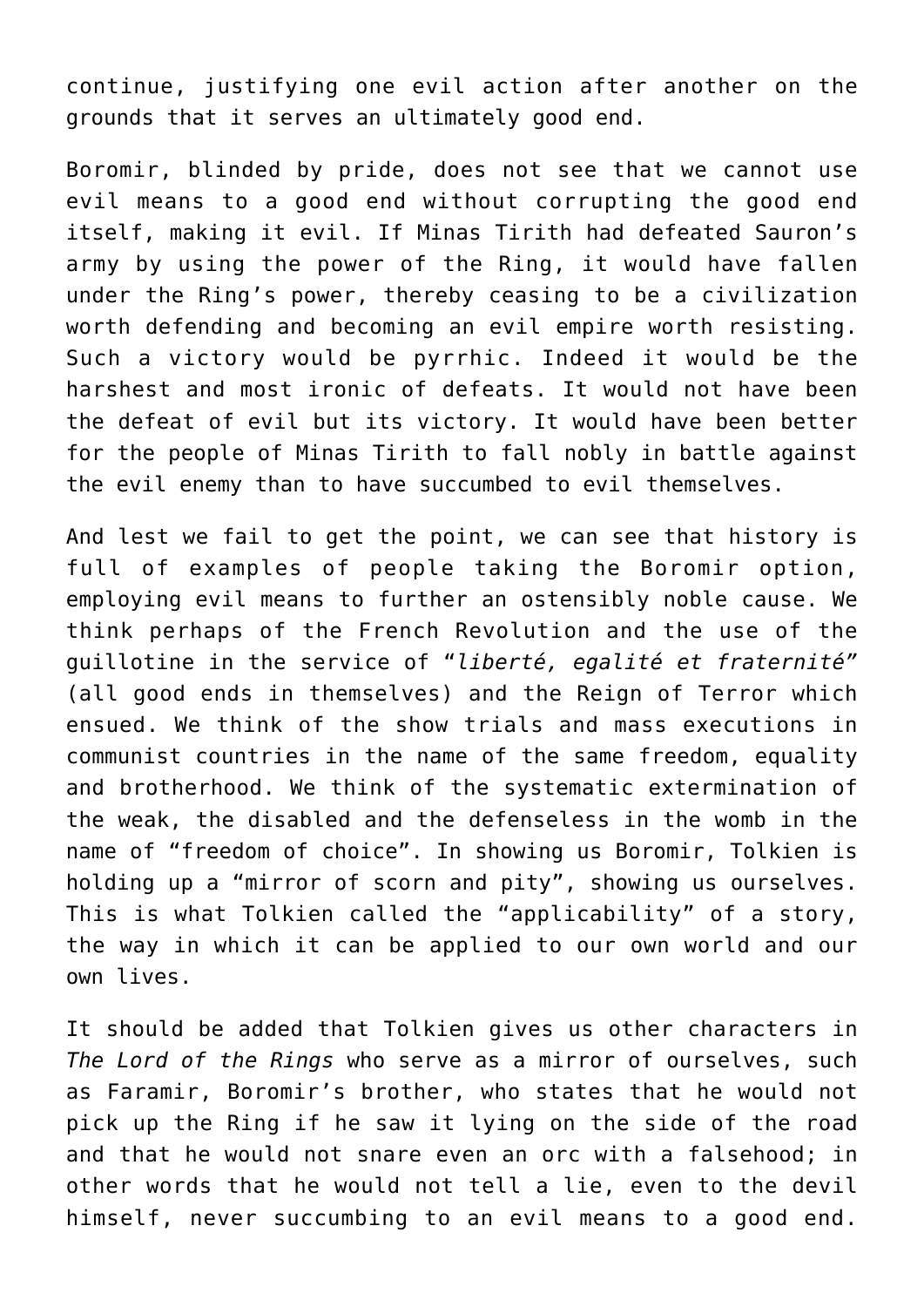continue, justifying one evil action after another on the grounds that it serves an ultimately good end.

Boromir, blinded by pride, does not see that we cannot use evil means to a good end without corrupting the good end itself, making it evil. If Minas Tirith had defeated Sauron's army by using the power of the Ring, it would have fallen under the Ring's power, thereby ceasing to be a civilization worth defending and becoming an evil empire worth resisting. Such a victory would be pyrrhic. Indeed it would be the harshest and most ironic of defeats. It would not have been the defeat of evil but its victory. It would have been better for the people of Minas Tirith to fall nobly in battle against the evil enemy than to have succumbed to evil themselves.

And lest we fail to get the point, we can see that history is full of examples of people taking the Boromir option, employing evil means to further an ostensibly noble cause. We think perhaps of the French Revolution and the use of the guillotine in the service of "*liberté, egalité et fraternité*" (all good ends in themselves) and the Reign of Terror which ensued. We think of the show trials and mass executions in communist countries in the name of the same freedom, equality and brotherhood. We think of the systematic extermination of the weak, the disabled and the defenseless in the womb in the name of "freedom of choice". In showing us Boromir, Tolkien is holding up a "mirror of scorn and pity", showing us ourselves. This is what Tolkien called the "applicability" of a story, the way in which it can be applied to our own world and our own lives.

It should be added that Tolkien gives us other characters in *The Lord of the Rings* who serve as a mirror of ourselves, such as Faramir, Boromir's brother, who states that he would not pick up the Ring if he saw it lying on the side of the road and that he would not snare even an orc with a falsehood; in other words that he would not tell a lie, even to the devil himself, never succumbing to an evil means to a good end.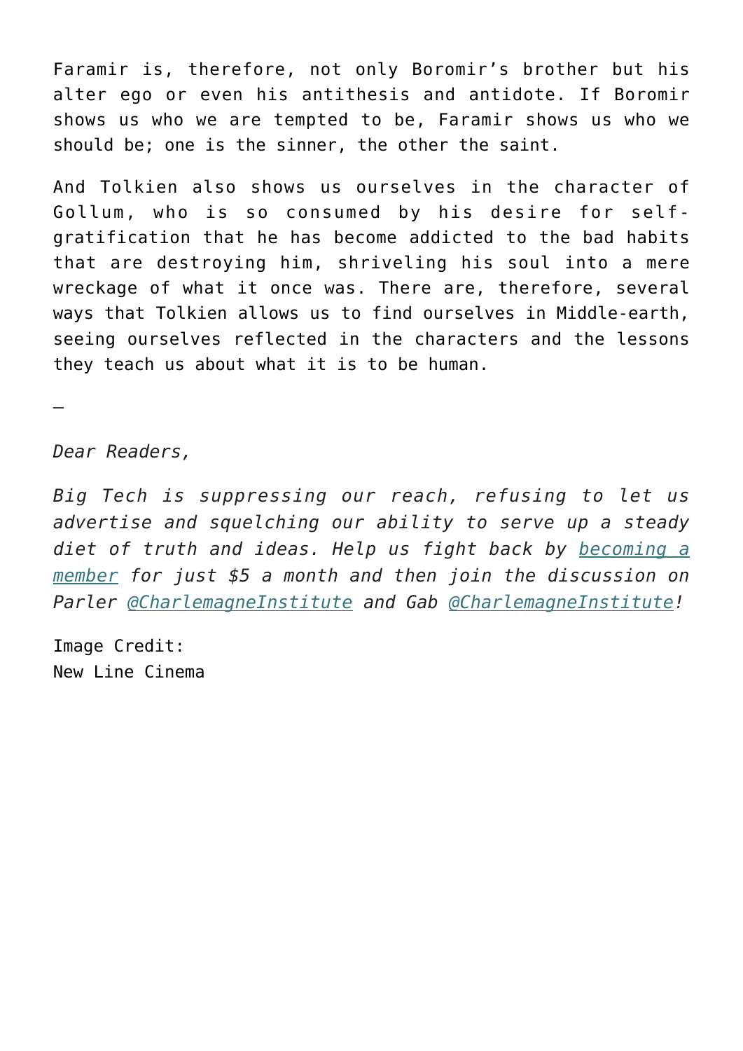Faramir is, therefore, not only Boromir's brother but his alter ego or even his antithesis and antidote. If Boromir shows us who we are tempted to be, Faramir shows us who we should be; one is the sinner, the other the saint.

And Tolkien also shows us ourselves in the character of Gollum, who is so consumed by his desire for self-gratification that he has become addicted to the bad habits that are destroying him, shriveling his soul into a mere wreckage of what it once was. There are, therefore, several ways that Tolkien allows us to find ourselves in Middle-earth, seeing ourselves reflected in the characters and the lessons they teach us about what it is to be human.

—

*Dear Readers,*

*Big Tech is suppressing our reach, refusing to let us advertise and squelching our ability to serve up a steady diet of truth and ideas. Help us fight back by becoming a member for just $5 a month and then join the discussion on Parler @CharlemagneInstitute and Gab @CharlemagneInstitute!*

Image Credit:
New Line Cinema